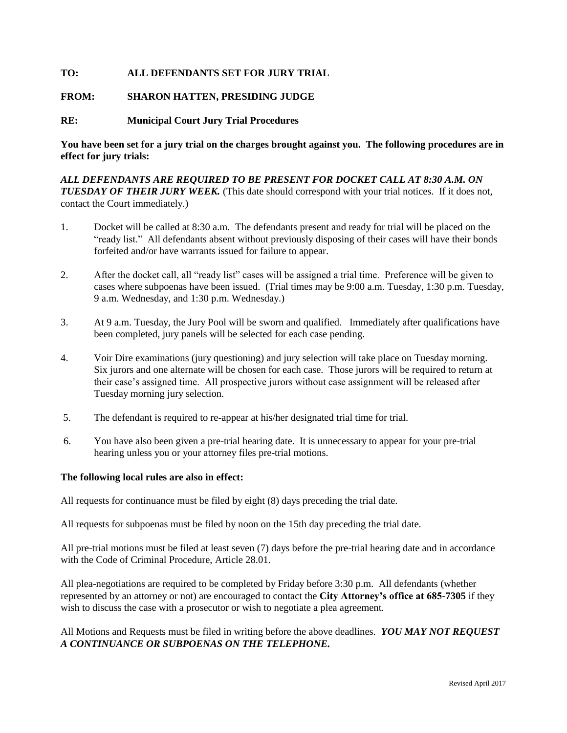**TO:** **ALL DEFENDANTS SET FOR JURY TRIAL**

**FROM:** **SHARON HATTEN, PRESIDING JUDGE**

**RE:** **Municipal Court Jury Trial Procedures**

**You have been set for a jury trial on the charges brought against you. The following procedures are in effect for jury trials:**

***ALL DEFENDANTS ARE REQUIRED TO BE PRESENT FOR DOCKET CALL AT 8:30 A.M. ON TUESDAY OF THEIR JURY WEEK.*** (This date should correspond with your trial notices. If it does not, contact the Court immediately.)

1. Docket will be called at 8:30 a.m. The defendants present and ready for trial will be placed on the "ready list." All defendants absent without previously disposing of their cases will have their bonds forfeited and/or have warrants issued for failure to appear.

2. After the docket call, all "ready list" cases will be assigned a trial time. Preference will be given to cases where subpoenas have been issued. (Trial times may be 9:00 a.m. Tuesday, 1:30 p.m. Tuesday, 9 a.m. Wednesday, and 1:30 p.m. Wednesday.)

3. At 9 a.m. Tuesday, the Jury Pool will be sworn and qualified. Immediately after qualifications have been completed, jury panels will be selected for each case pending.

4. Voir Dire examinations (jury questioning) and jury selection will take place on Tuesday morning. Six jurors and one alternate will be chosen for each case. Those jurors will be required to return at their case's assigned time. All prospective jurors without case assignment will be released after Tuesday morning jury selection.

5. The defendant is required to re-appear at his/her designated trial time for trial.

6. You have also been given a pre-trial hearing date. It is unnecessary to appear for your pre-trial hearing unless you or your attorney files pre-trial motions.

**The following local rules are also in effect:**

All requests for continuance must be filed by eight (8) days preceding the trial date.

All requests for subpoenas must be filed by noon on the 15th day preceding the trial date.

All pre-trial motions must be filed at least seven (7) days before the pre-trial hearing date and in accordance with the Code of Criminal Procedure, Article 28.01.

All plea-negotiations are required to be completed by Friday before 3:30 p.m. All defendants (whether represented by an attorney or not) are encouraged to contact the **City Attorney's office at 685-7305** if they wish to discuss the case with a prosecutor or wish to negotiate a plea agreement.

All Motions and Requests must be filed in writing before the above deadlines. ***YOU MAY NOT REQUEST A CONTINUANCE OR SUBPOENAS ON THE TELEPHONE.***

Revised April 2017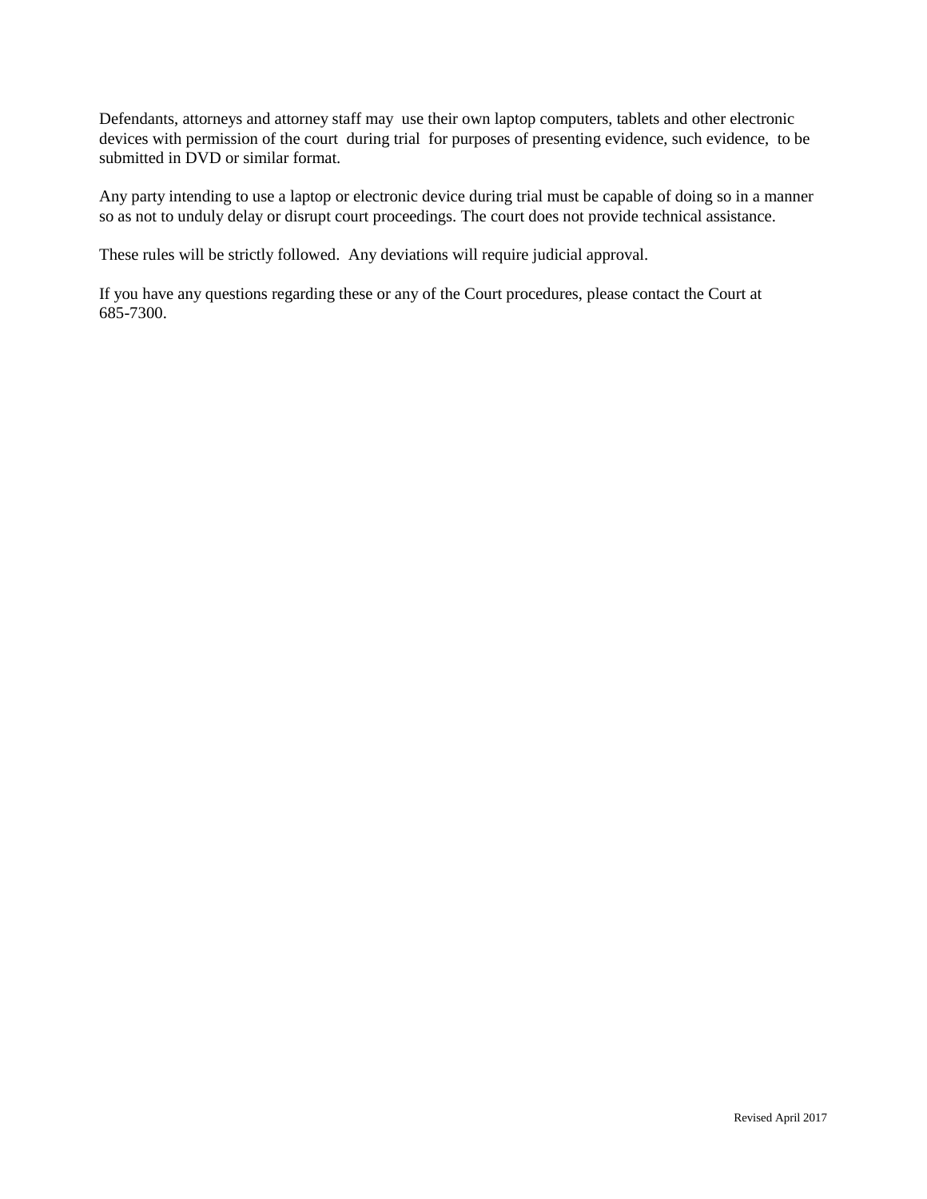Defendants, attorneys and attorney staff may use their own laptop computers, tablets and other electronic devices with permission of the court during trial for purposes of presenting evidence, such evidence, to be submitted in DVD or similar format.

Any party intending to use a laptop or electronic device during trial must be capable of doing so in a manner so as not to unduly delay or disrupt court proceedings. The court does not provide technical assistance.

These rules will be strictly followed. Any deviations will require judicial approval.

If you have any questions regarding these or any of the Court procedures, please contact the Court at 685-7300.

Revised April 2017